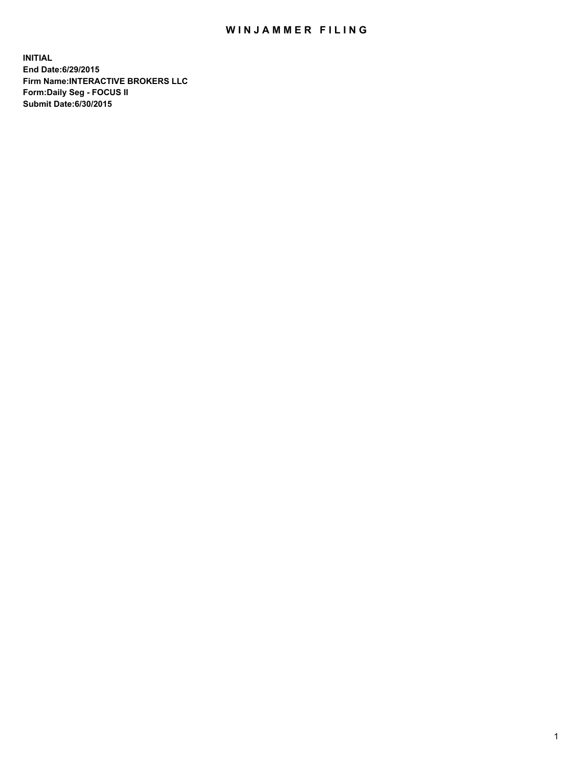# WINJAMMER FILING

**INITIAL**
**End Date:6/29/2015**
**Firm Name:INTERACTIVE BROKERS LLC**
**Form:Daily Seg - FOCUS II**
**Submit Date:6/30/2015**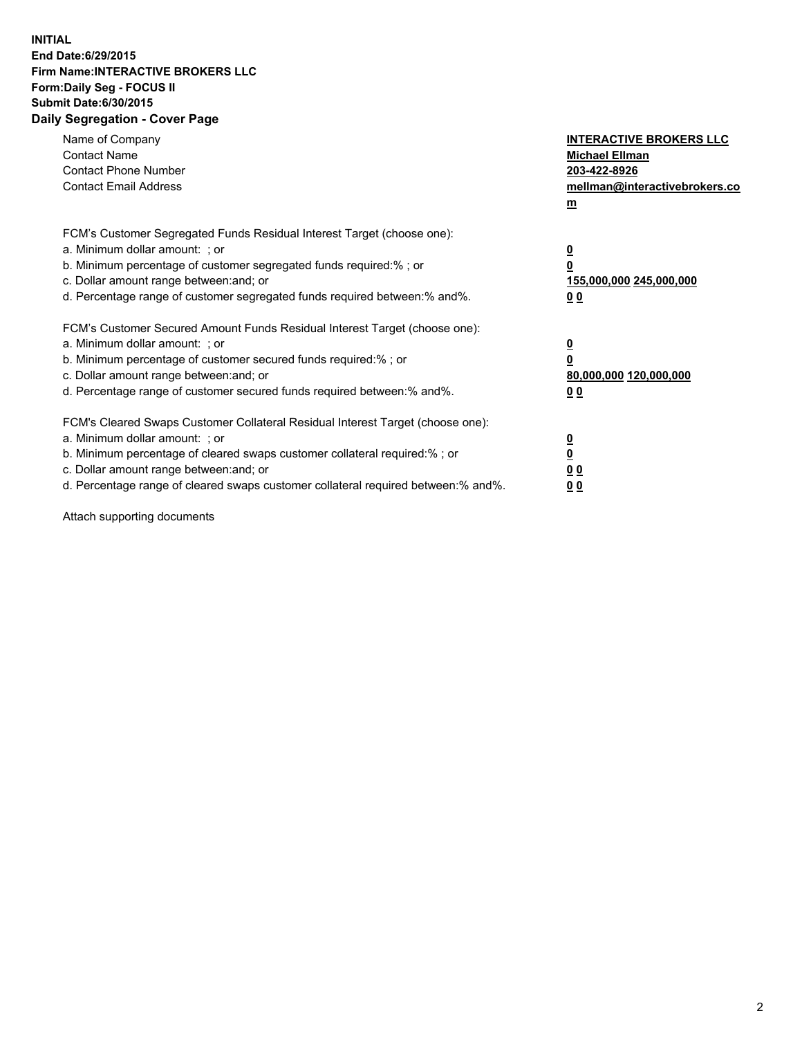**INITIAL**
**End Date:6/29/2015**
**Firm Name:INTERACTIVE BROKERS LLC**
**Form:Daily Seg - FOCUS II**
**Submit Date:6/30/2015**
## Daily Segregation - Cover Page

| | |
|---|---|
| Name of Company | **INTERACTIVE BROKERS LLC** |
| Contact Name | **Michael Ellman** |
| Contact Phone Number | **203-422-8926** |
| Contact Email Address | **mellman@interactivebrokers.com** |

| | |
|---|---|
| FCM's Customer Segregated Funds Residual Interest Target (choose one): | |
| a. Minimum dollar amount: ; or | **0** |
| b. Minimum percentage of customer segregated funds required:% ; or | **0** |
| c. Dollar amount range between:and; or | **155,000,000 245,000,000** |
| d. Percentage range of customer segregated funds required between:% and%. | **0 0** |

| | |
|---|---|
| FCM's Customer Secured Amount Funds Residual Interest Target (choose one): | |
| a. Minimum dollar amount: ; or | **0** |
| b. Minimum percentage of customer secured funds required:% ; or | **0** |
| c. Dollar amount range between:and; or | **80,000,000 120,000,000** |
| d. Percentage range of customer secured funds required between:% and%. | **0 0** |

| | |
|---|---|
| FCM's Cleared Swaps Customer Collateral Residual Interest Target (choose one): | |
| a. Minimum dollar amount: ; or | **0** |
| b. Minimum percentage of cleared swaps customer collateral required:% ; or | **0** |
| c. Dollar amount range between:and; or | **0 0** |
| d. Percentage range of cleared swaps customer collateral required between:% and%. | **0 0** |

Attach supporting documents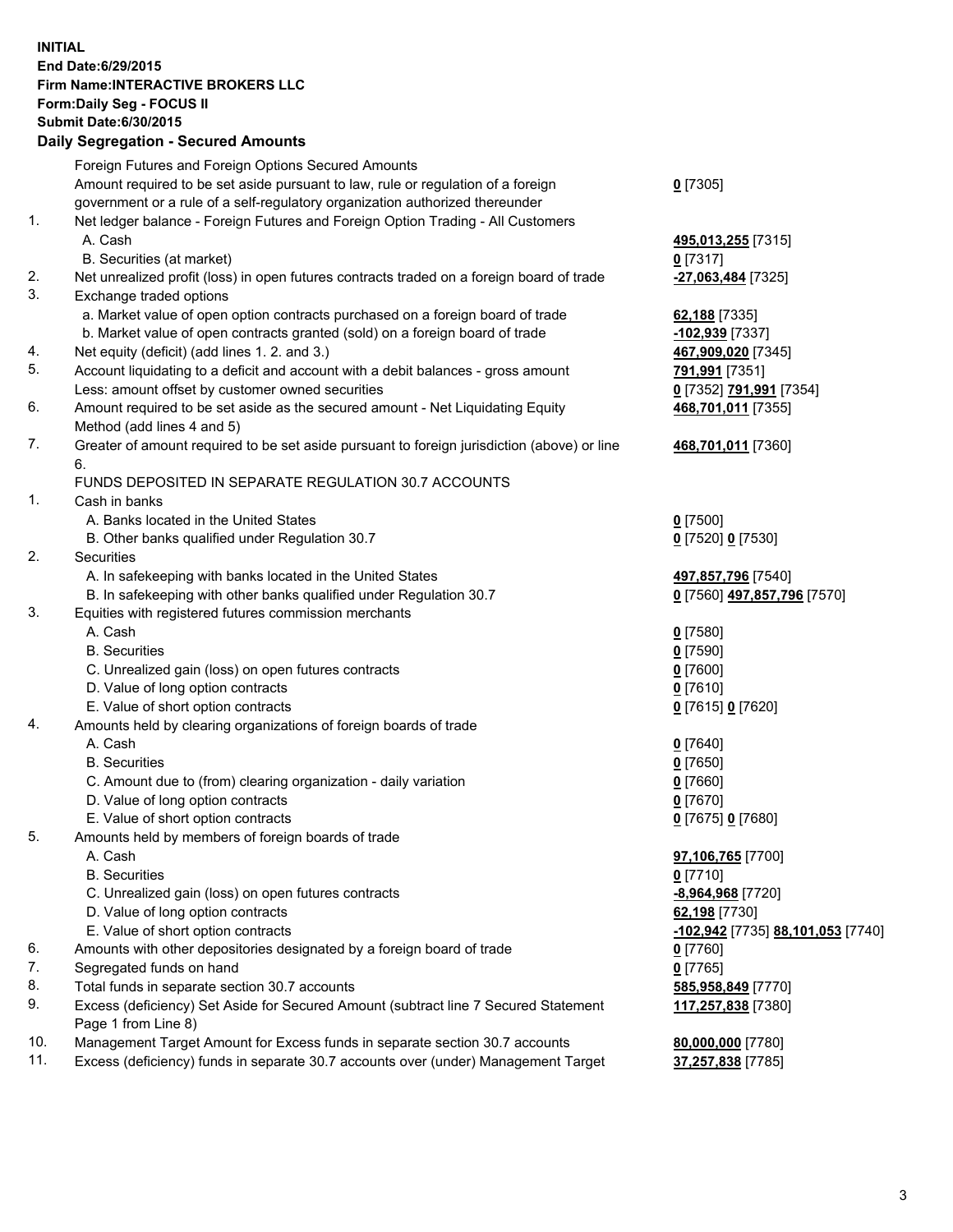**INITIAL**
**End Date:6/29/2015**
**Firm Name:INTERACTIVE BROKERS LLC**
**Form:Daily Seg - FOCUS II**
**Submit Date:6/30/2015**

**Daily Segregation - Secured Amounts**

| | | |
|---|---|---|
| | Foreign Futures and Foreign Options Secured Amounts | |
| | Amount required to be set aside pursuant to law, rule or regulation of a foreign government or a rule of a self-regulatory organization authorized thereunder | **0** [7305] |
| 1. | Net ledger balance - Foreign Futures and Foreign Option Trading - All Customers | |
| | A. Cash | **495,013,255** [7315] |
| | B. Securities (at market) | **0** [7317] |
| 2. | Net unrealized profit (loss) in open futures contracts traded on a foreign board of trade | **-27,063,484** [7325] |
| 3. | Exchange traded options | |
| | a. Market value of open option contracts purchased on a foreign board of trade | **62,188** [7335] |
| | b. Market value of open contracts granted (sold) on a foreign board of trade | **-102,939** [7337] |
| 4. | Net equity (deficit) (add lines 1. 2. and 3.) | **467,909,020** [7345] |
| 5. | Account liquidating to a deficit and account with a debit balances - gross amount | **791,991** [7351] |
| | Less: amount offset by customer owned securities | **0** [7352] **791,991** [7354] |
| 6. | Amount required to be set aside as the secured amount - Net Liquidating Equity Method (add lines 4 and 5) | **468,701,011** [7355] |
| 7. | Greater of amount required to be set aside pursuant to foreign jurisdiction (above) or line 6. | **468,701,011** [7360] |
| | FUNDS DEPOSITED IN SEPARATE REGULATION 30.7 ACCOUNTS | |
| 1. | Cash in banks | |
| | A. Banks located in the United States | **0** [7500] |
| | B. Other banks qualified under Regulation 30.7 | **0** [7520] **0** [7530] |
| 2. | Securities | |
| | A. In safekeeping with banks located in the United States | **497,857,796** [7540] |
| | B. In safekeeping with other banks qualified under Regulation 30.7 | **0** [7560] **497,857,796** [7570] |
| 3. | Equities with registered futures commission merchants | |
| | A. Cash | **0** [7580] |
| | B. Securities | **0** [7590] |
| | C. Unrealized gain (loss) on open futures contracts | **0** [7600] |
| | D. Value of long option contracts | **0** [7610] |
| | E. Value of short option contracts | **0** [7615] **0** [7620] |
| 4. | Amounts held by clearing organizations of foreign boards of trade | |
| | A. Cash | **0** [7640] |
| | B. Securities | **0** [7650] |
| | C. Amount due to (from) clearing organization - daily variation | **0** [7660] |
| | D. Value of long option contracts | **0** [7670] |
| | E. Value of short option contracts | **0** [7675] **0** [7680] |
| 5. | Amounts held by members of foreign boards of trade | |
| | A. Cash | **97,106,765** [7700] |
| | B. Securities | **0** [7710] |
| | C. Unrealized gain (loss) on open futures contracts | **-8,964,968** [7720] |
| | D. Value of long option contracts | **62,198** [7730] |
| | E. Value of short option contracts | **-102,942** [7735] **88,101,053** [7740] |
| 6. | Amounts with other depositories designated by a foreign board of trade | **0** [7760] |
| 7. | Segregated funds on hand | **0** [7765] |
| 8. | Total funds in separate section 30.7 accounts | **585,958,849** [7770] |
| 9. | Excess (deficiency) Set Aside for Secured Amount (subtract line 7 Secured Statement Page 1 from Line 8) | **117,257,838** [7380] |
| 10. | Management Target Amount for Excess funds in separate section 30.7 accounts | **80,000,000** [7780] |
| 11. | Excess (deficiency) funds in separate 30.7 accounts over (under) Management Target | **37,257,838** [7785] |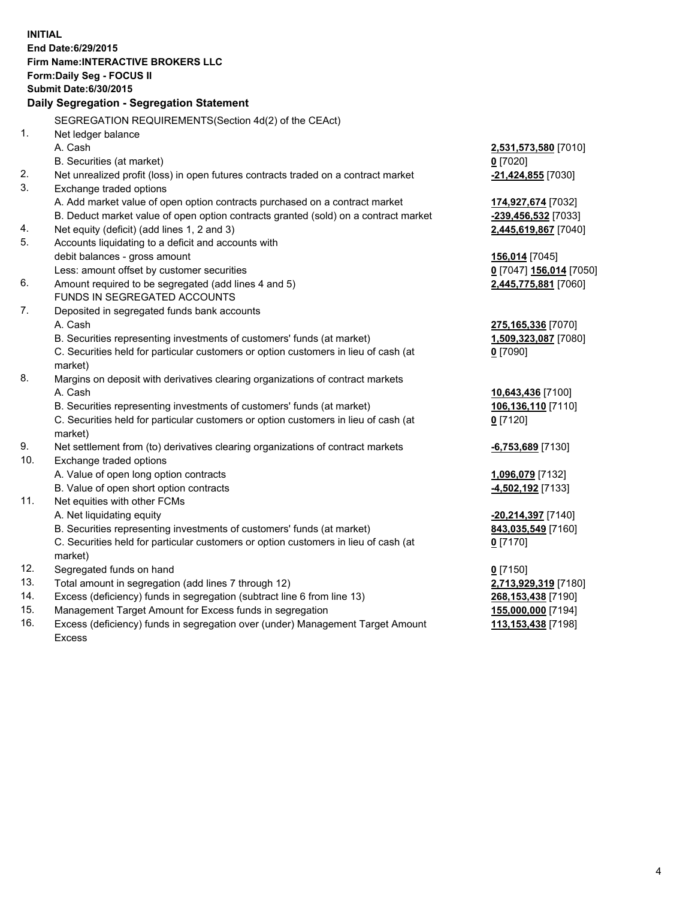**INITIAL**
**End Date:6/29/2015**
**Firm Name:INTERACTIVE BROKERS LLC**
**Form:Daily Seg - FOCUS II**
**Submit Date:6/30/2015**

### Daily Segregation - Segregation Statement

| | | |
|---|---|---|
| | SEGREGATION REQUIREMENTS(Section 4d(2) of the CEAct) | |
| 1. | Net ledger balance | |
| | A. Cash | **2,531,573,580** [7010] |
| | B. Securities (at market) | **0** [7020] |
| 2. | Net unrealized profit (loss) in open futures contracts traded on a contract market | **-21,424,855** [7030] |
| 3. | Exchange traded options | |
| | A. Add market value of open option contracts purchased on a contract market | **174,927,674** [7032] |
| | B. Deduct market value of open option contracts granted (sold) on a contract market | **-239,456,532** [7033] |
| 4. | Net equity (deficit) (add lines 1, 2 and 3) | **2,445,619,867** [7040] |
| 5. | Accounts liquidating to a deficit and accounts with debit balances - gross amount | **156,014** [7045] |
| | Less: amount offset by customer securities | **0** [7047] **156,014** [7050] |
| 6. | Amount required to be segregated (add lines 4 and 5) | **2,445,775,881** [7060] |
| | FUNDS IN SEGREGATED ACCOUNTS | |
| 7. | Deposited in segregated funds bank accounts | |
| | A. Cash | **275,165,336** [7070] |
| | B. Securities representing investments of customers' funds (at market) | **1,509,323,087** [7080] |
| | C. Securities held for particular customers or option customers in lieu of cash (at market) | **0** [7090] |
| 8. | Margins on deposit with derivatives clearing organizations of contract markets | |
| | A. Cash | **10,643,436** [7100] |
| | B. Securities representing investments of customers' funds (at market) | **106,136,110** [7110] |
| | C. Securities held for particular customers or option customers in lieu of cash (at market) | **0** [7120] |
| 9. | Net settlement from (to) derivatives clearing organizations of contract markets | **-6,753,689** [7130] |
| 10. | Exchange traded options | |
| | A. Value of open long option contracts | **1,096,079** [7132] |
| | B. Value of open short option contracts | **-4,502,192** [7133] |
| 11. | Net equities with other FCMs | |
| | A. Net liquidating equity | **-20,214,397** [7140] |
| | B. Securities representing investments of customers' funds (at market) | **843,035,549** [7160] |
| | C. Securities held for particular customers or option customers in lieu of cash (at market) | **0** [7170] |
| 12. | Segregated funds on hand | **0** [7150] |
| 13. | Total amount in segregation (add lines 7 through 12) | **2,713,929,319** [7180] |
| 14. | Excess (deficiency) funds in segregation (subtract line 6 from line 13) | **268,153,438** [7190] |
| 15. | Management Target Amount for Excess funds in segregation | **155,000,000** [7194] |
| 16. | Excess (deficiency) funds in segregation over (under) Management Target Amount Excess | **113,153,438** [7198] |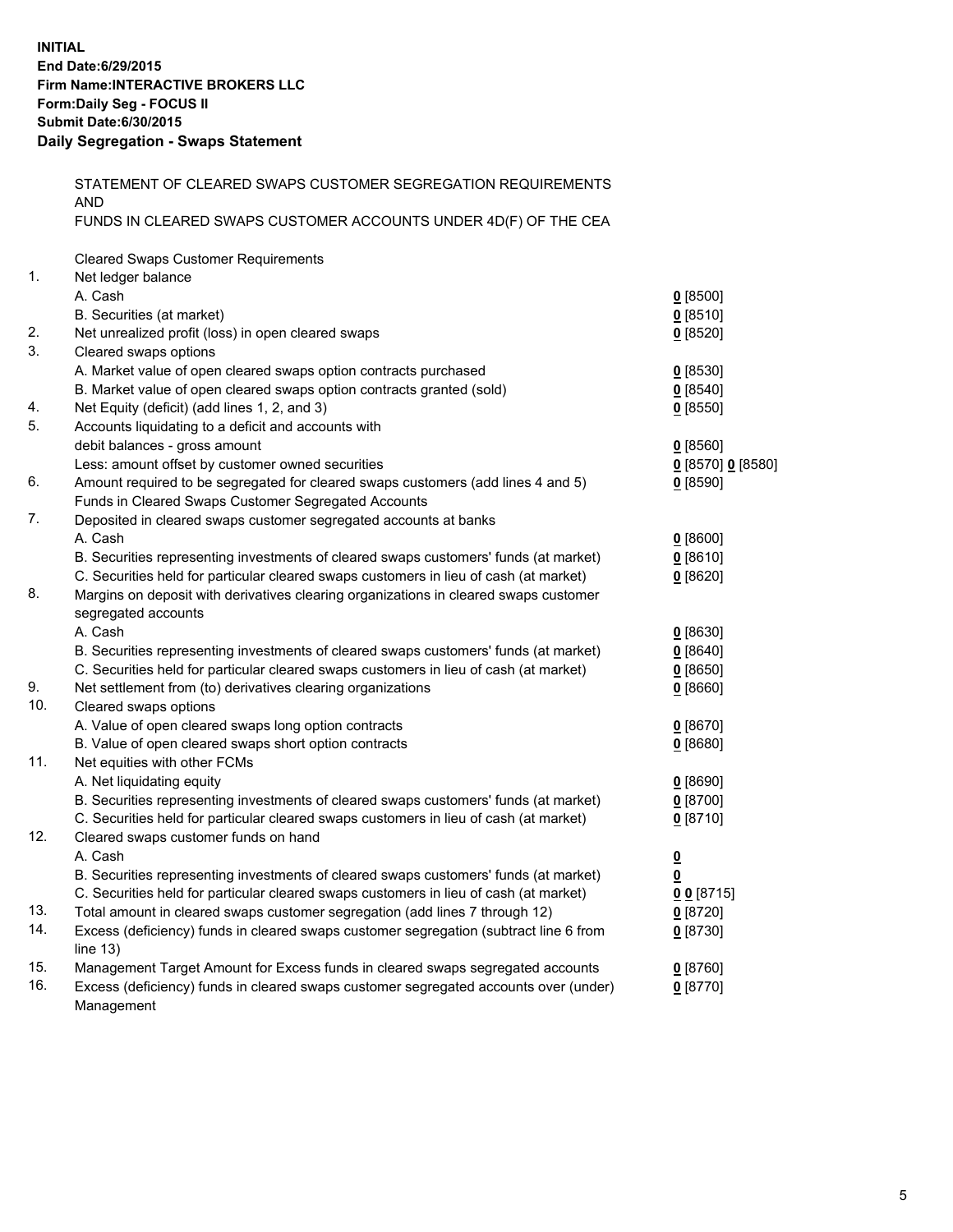**INITIAL**
**End Date:6/29/2015**
**Firm Name:INTERACTIVE BROKERS LLC**
**Form:Daily Seg - FOCUS II**
**Submit Date:6/30/2015**
**Daily Segregation - Swaps Statement**

STATEMENT OF CLEARED SWAPS CUSTOMER SEGREGATION REQUIREMENTS AND FUNDS IN CLEARED SWAPS CUSTOMER ACCOUNTS UNDER 4D(F) OF THE CEA

| | | |
|---|---|---|
| | Cleared Swaps Customer Requirements | |
| 1. | Net ledger balance | |
| | A. Cash | 0 [8500] |
| | B. Securities (at market) | 0 [8510] |
| 2. | Net unrealized profit (loss) in open cleared swaps | 0 [8520] |
| 3. | Cleared swaps options | |
| | A. Market value of open cleared swaps option contracts purchased | 0 [8530] |
| | B. Market value of open cleared swaps option contracts granted (sold) | 0 [8540] |
| 4. | Net Equity (deficit) (add lines 1, 2, and 3) | 0 [8550] |
| 5. | Accounts liquidating to a deficit and accounts with debit balances - gross amount | 0 [8560] |
| | Less: amount offset by customer owned securities | 0 [8570] 0 [8580] |
| 6. | Amount required to be segregated for cleared swaps customers (add lines 4 and 5) | 0 [8590] |
| | Funds in Cleared Swaps Customer Segregated Accounts | |
| 7. | Deposited in cleared swaps customer segregated accounts at banks | |
| | A. Cash | 0 [8600] |
| | B. Securities representing investments of cleared swaps customers' funds (at market) | 0 [8610] |
| | C. Securities held for particular cleared swaps customers in lieu of cash (at market) | 0 [8620] |
| 8. | Margins on deposit with derivatives clearing organizations in cleared swaps customer segregated accounts | |
| | A. Cash | 0 [8630] |
| | B. Securities representing investments of cleared swaps customers' funds (at market) | 0 [8640] |
| | C. Securities held for particular cleared swaps customers in lieu of cash (at market) | 0 [8650] |
| 9. | Net settlement from (to) derivatives clearing organizations | 0 [8660] |
| 10. | Cleared swaps options | |
| | A. Value of open cleared swaps long option contracts | 0 [8670] |
| | B. Value of open cleared swaps short option contracts | 0 [8680] |
| 11. | Net equities with other FCMs | |
| | A. Net liquidating equity | 0 [8690] |
| | B. Securities representing investments of cleared swaps customers' funds (at market) | 0 [8700] |
| | C. Securities held for particular cleared swaps customers in lieu of cash (at market) | 0 [8710] |
| 12. | Cleared swaps customer funds on hand | |
| | A. Cash | 0 |
| | B. Securities representing investments of cleared swaps customers' funds (at market) | 0 |
| | C. Securities held for particular cleared swaps customers in lieu of cash (at market) | 0 0 [8715] |
| 13. | Total amount in cleared swaps customer segregation (add lines 7 through 12) | 0 [8720] |
| 14. | Excess (deficiency) funds in cleared swaps customer segregation (subtract line 6 from line 13) | 0 [8730] |
| 15. | Management Target Amount for Excess funds in cleared swaps segregated accounts | 0 [8760] |
| 16. | Excess (deficiency) funds in cleared swaps customer segregated accounts over (under) Management | 0 [8770] |